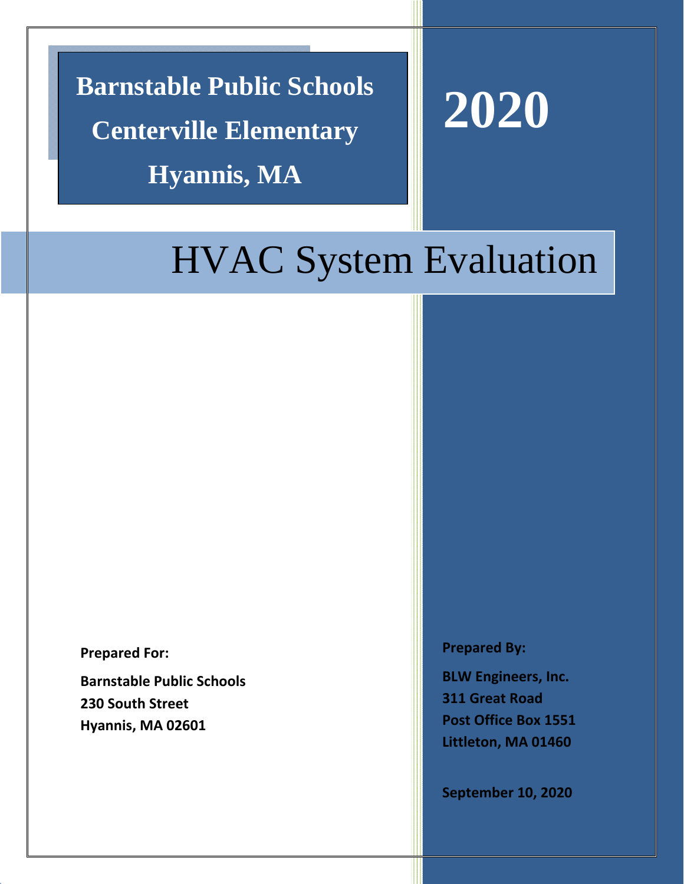# Barnstable Public Schools

# Centerville Elementary

# Hyannis, MA

# 2020

# HVAC System Evaluation

**Prepared For:**

**Barnstable Public Schools**
**230 South Street**
**Hyannis, MA 02601**

**Prepared By:**

**BLW Engineers, Inc.**
**311 Great Road**
**Post Office Box 1551**
**Littleton, MA 01460**

**September 10, 2020**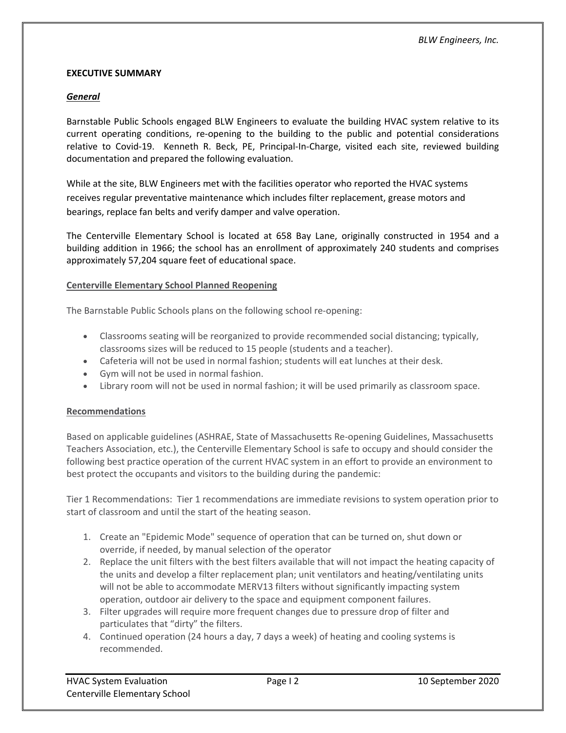**EXECUTIVE SUMMARY**

***General***

Barnstable Public Schools engaged BLW Engineers to evaluate the building HVAC system relative to its current operating conditions, re-opening to the building to the public and potential considerations relative to Covid-19. Kenneth R. Beck, PE, Principal-In-Charge, visited each site, reviewed building documentation and prepared the following evaluation.

While at the site, BLW Engineers met with the facilities operator who reported the HVAC systems receives regular preventative maintenance which includes filter replacement, grease motors and bearings, replace fan belts and verify damper and valve operation.

The Centerville Elementary School is located at 658 Bay Lane, originally constructed in 1954 and a building addition in 1966; the school has an enrollment of approximately 240 students and comprises approximately 57,204 square feet of educational space.

**Centerville Elementary School Planned Reopening**

The Barnstable Public Schools plans on the following school re-opening:

- Classrooms seating will be reorganized to provide recommended social distancing; typically, classrooms sizes will be reduced to 15 people (students and a teacher).
- Cafeteria will not be used in normal fashion; students will eat lunches at their desk.
- Gym will not be used in normal fashion.
- Library room will not be used in normal fashion; it will be used primarily as classroom space.

**Recommendations**

Based on applicable guidelines (ASHRAE, State of Massachusetts Re-opening Guidelines, Massachusetts Teachers Association, etc.), the Centerville Elementary School is safe to occupy and should consider the following best practice operation of the current HVAC system in an effort to provide an environment to best protect the occupants and visitors to the building during the pandemic:

Tier 1 Recommendations: Tier 1 recommendations are immediate revisions to system operation prior to start of classroom and until the start of the heating season.

1. Create an "Epidemic Mode" sequence of operation that can be turned on, shut down or override, if needed, by manual selection of the operator
2. Replace the unit filters with the best filters available that will not impact the heating capacity of the units and develop a filter replacement plan; unit ventilators and heating/ventilating units will not be able to accommodate MERV13 filters without significantly impacting system operation, outdoor air delivery to the space and equipment component failures.
3. Filter upgrades will require more frequent changes due to pressure drop of filter and particulates that "dirty" the filters.
4. Continued operation (24 hours a day, 7 days a week) of heating and cooling systems is recommended.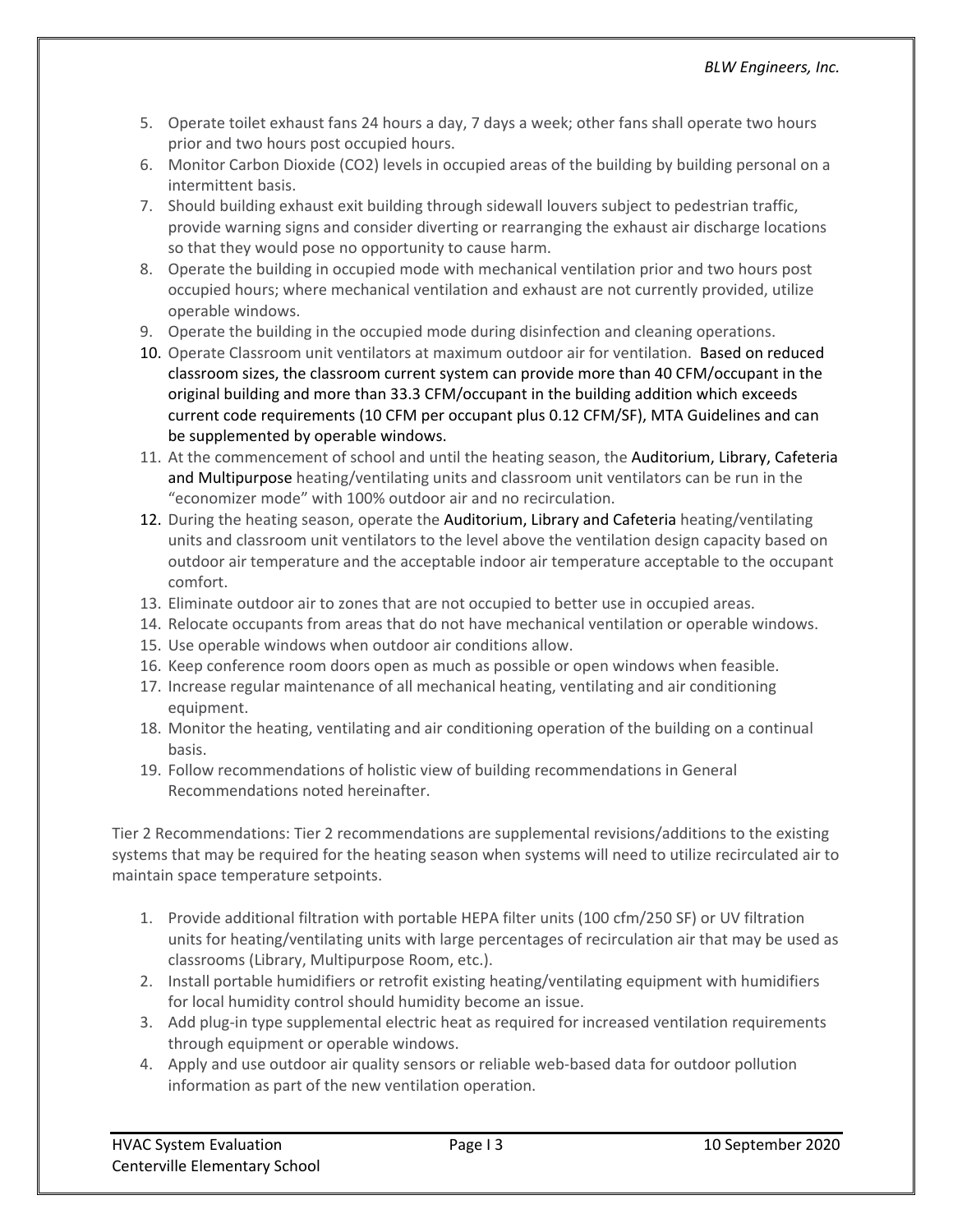5. Operate toilet exhaust fans 24 hours a day, 7 days a week; other fans shall operate two hours prior and two hours post occupied hours.
6. Monitor Carbon Dioxide ($CO_2$) levels in occupied areas of the building by building personal on a intermittent basis.
7. Should building exhaust exit building through sidewall louvers subject to pedestrian traffic, provide warning signs and consider diverting or rearranging the exhaust air discharge locations so that they would pose no opportunity to cause harm.
8. Operate the building in occupied mode with mechanical ventilation prior and two hours post occupied hours; where mechanical ventilation and exhaust are not currently provided, utilize operable windows.
9. Operate the building in the occupied mode during disinfection and cleaning operations.
10. Operate Classroom unit ventilators at maximum outdoor air for ventilation. Based on reduced classroom sizes, the classroom current system can provide more than 40 CFM/occupant in the original building and more than 33.3 CFM/occupant in the building addition which exceeds current code requirements (10 CFM per occupant plus 0.12 CFM/SF), MTA Guidelines and can be supplemented by operable windows.
11. At the commencement of school and until the heating season, the Auditorium, Library, Cafeteria and Multipurpose heating/ventilating units and classroom unit ventilators can be run in the "economizer mode" with 100% outdoor air and no recirculation.
12. During the heating season, operate the Auditorium, Library and Cafeteria heating/ventilating units and classroom unit ventilators to the level above the ventilation design capacity based on outdoor air temperature and the acceptable indoor air temperature acceptable to the occupant comfort.
13. Eliminate outdoor air to zones that are not occupied to better use in occupied areas.
14. Relocate occupants from areas that do not have mechanical ventilation or operable windows.
15. Use operable windows when outdoor air conditions allow.
16. Keep conference room doors open as much as possible or open windows when feasible.
17. Increase regular maintenance of all mechanical heating, ventilating and air conditioning equipment.
18. Monitor the heating, ventilating and air conditioning operation of the building on a continual basis.
19. Follow recommendations of holistic view of building recommendations in General Recommendations noted hereinafter.

Tier 2 Recommendations: Tier 2 recommendations are supplemental revisions/additions to the existing systems that may be required for the heating season when systems will need to utilize recirculated air to maintain space temperature setpoints.

1. Provide additional filtration with portable HEPA filter units (100 cfm/250 SF) or UV filtration units for heating/ventilating units with large percentages of recirculation air that may be used as classrooms (Library, Multipurpose Room, etc.).
2. Install portable humidifiers or retrofit existing heating/ventilating equipment with humidifiers for local humidity control should humidity become an issue.
3. Add plug-in type supplemental electric heat as required for increased ventilation requirements through equipment or operable windows.
4. Apply and use outdoor air quality sensors or reliable web-based data for outdoor pollution information as part of the new ventilation operation.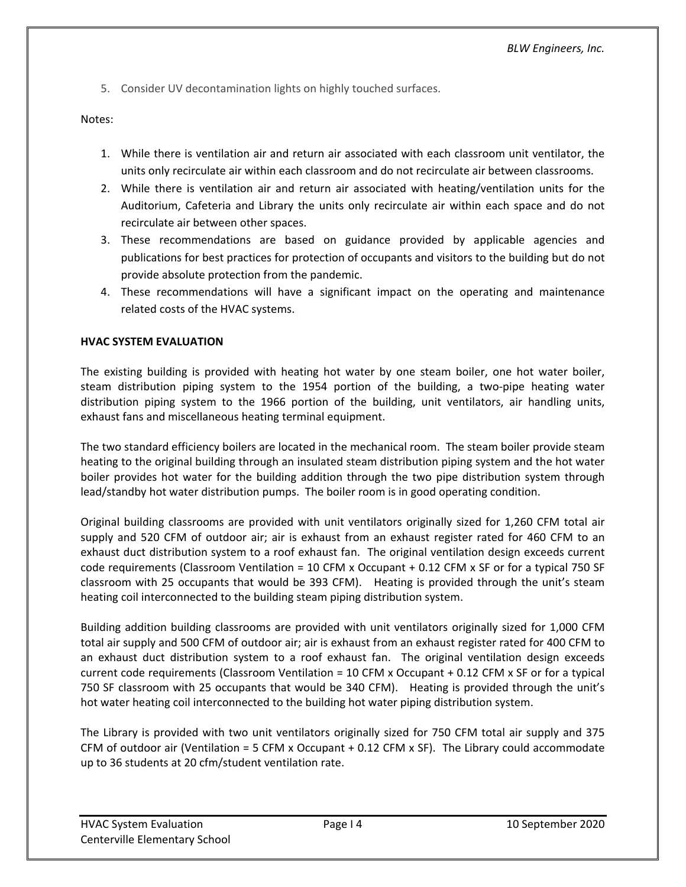5. Consider UV decontamination lights on highly touched surfaces.

Notes:

1. While there is ventilation air and return air associated with each classroom unit ventilator, the units only recirculate air within each classroom and do not recirculate air between classrooms.
2. While there is ventilation air and return air associated with heating/ventilation units for the Auditorium, Cafeteria and Library the units only recirculate air within each space and do not recirculate air between other spaces.
3. These recommendations are based on guidance provided by applicable agencies and publications for best practices for protection of occupants and visitors to the building but do not provide absolute protection from the pandemic.
4. These recommendations will have a significant impact on the operating and maintenance related costs of the HVAC systems.

**HVAC SYSTEM EVALUATION**

The existing building is provided with heating hot water by one steam boiler, one hot water boiler, steam distribution piping system to the 1954 portion of the building, a two-pipe heating water distribution piping system to the 1966 portion of the building, unit ventilators, air handling units, exhaust fans and miscellaneous heating terminal equipment.

The two standard efficiency boilers are located in the mechanical room. The steam boiler provide steam heating to the original building through an insulated steam distribution piping system and the hot water boiler provides hot water for the building addition through the two pipe distribution system through lead/standby hot water distribution pumps. The boiler room is in good operating condition.

Original building classrooms are provided with unit ventilators originally sized for 1,260 CFM total air supply and 520 CFM of outdoor air; air is exhaust from an exhaust register rated for 460 CFM to an exhaust duct distribution system to a roof exhaust fan. The original ventilation design exceeds current code requirements (Classroom Ventilation = 10 CFM x Occupant + 0.12 CFM x SF or for a typical 750 SF classroom with 25 occupants that would be 393 CFM). Heating is provided through the unit's steam heating coil interconnected to the building steam piping distribution system.

Building addition building classrooms are provided with unit ventilators originally sized for 1,000 CFM total air supply and 500 CFM of outdoor air; air is exhaust from an exhaust register rated for 400 CFM to an exhaust duct distribution system to a roof exhaust fan. The original ventilation design exceeds current code requirements (Classroom Ventilation = 10 CFM x Occupant + 0.12 CFM x SF or for a typical 750 SF classroom with 25 occupants that would be 340 CFM). Heating is provided through the unit's hot water heating coil interconnected to the building hot water piping distribution system.

The Library is provided with two unit ventilators originally sized for 750 CFM total air supply and 375 CFM of outdoor air (Ventilation = 5 CFM x Occupant + 0.12 CFM x SF). The Library could accommodate up to 36 students at 20 cfm/student ventilation rate.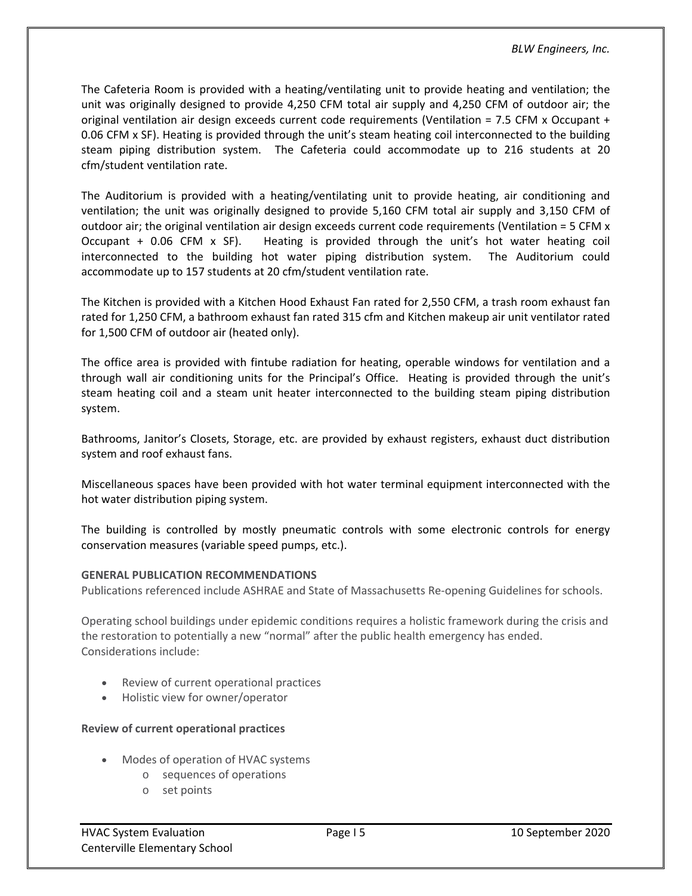The Cafeteria Room is provided with a heating/ventilating unit to provide heating and ventilation; the unit was originally designed to provide 4,250 CFM total air supply and 4,250 CFM of outdoor air; the original ventilation air design exceeds current code requirements (Ventilation = 7.5 CFM x Occupant + 0.06 CFM x SF). Heating is provided through the unit's steam heating coil interconnected to the building steam piping distribution system. The Cafeteria could accommodate up to 216 students at 20 cfm/student ventilation rate.

The Auditorium is provided with a heating/ventilating unit to provide heating, air conditioning and ventilation; the unit was originally designed to provide 5,160 CFM total air supply and 3,150 CFM of outdoor air; the original ventilation air design exceeds current code requirements (Ventilation = 5 CFM x Occupant + 0.06 CFM x SF). Heating is provided through the unit's hot water heating coil interconnected to the building hot water piping distribution system. The Auditorium could accommodate up to 157 students at 20 cfm/student ventilation rate.

The Kitchen is provided with a Kitchen Hood Exhaust Fan rated for 2,550 CFM, a trash room exhaust fan rated for 1,250 CFM, a bathroom exhaust fan rated 315 cfm and Kitchen makeup air unit ventilator rated for 1,500 CFM of outdoor air (heated only).

The office area is provided with fintube radiation for heating, operable windows for ventilation and a through wall air conditioning units for the Principal's Office. Heating is provided through the unit's steam heating coil and a steam unit heater interconnected to the building steam piping distribution system.

Bathrooms, Janitor's Closets, Storage, etc. are provided by exhaust registers, exhaust duct distribution system and roof exhaust fans.

Miscellaneous spaces have been provided with hot water terminal equipment interconnected with the hot water distribution piping system.

The building is controlled by mostly pneumatic controls with some electronic controls for energy conservation measures (variable speed pumps, etc.).

**GENERAL PUBLICATION RECOMMENDATIONS**

Publications referenced include ASHRAE and State of Massachusetts Re-opening Guidelines for schools.

Operating school buildings under epidemic conditions requires a holistic framework during the crisis and the restoration to potentially a new "normal" after the public health emergency has ended. Considerations include:

- Review of current operational practices
- Holistic view for owner/operator

**Review of current operational practices**

- Modes of operation of HVAC systems
  - sequences of operations
  - set points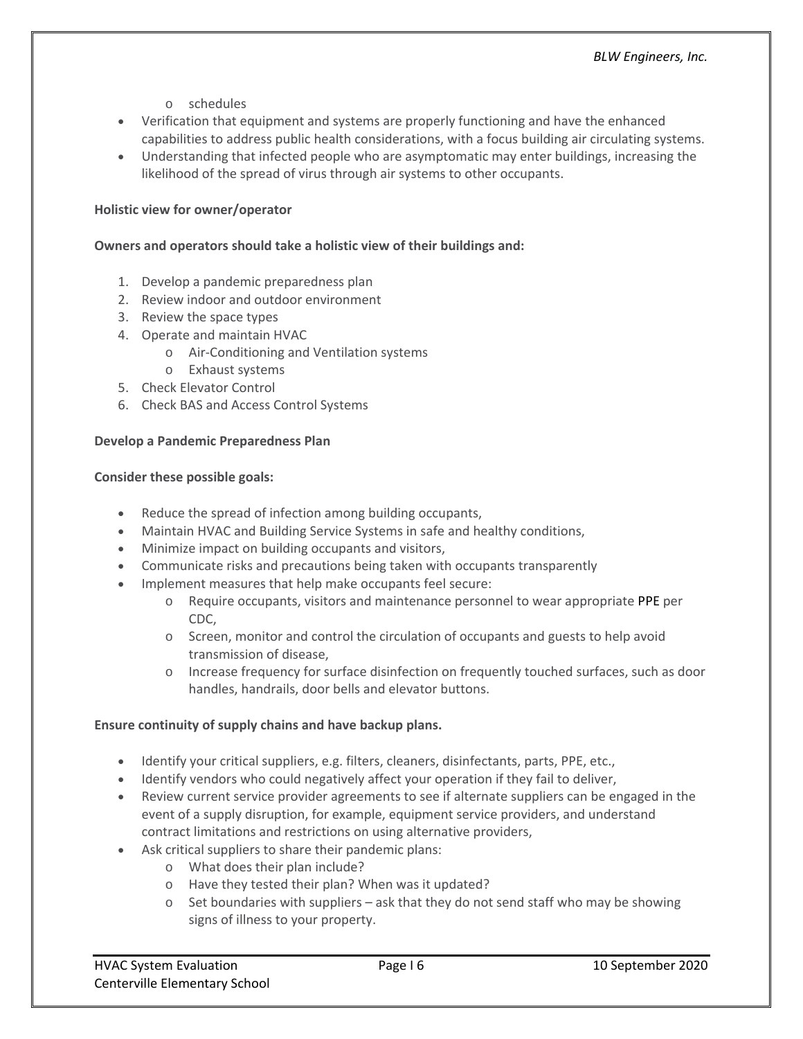- schedules
- Verification that equipment and systems are properly functioning and have the enhanced capabilities to address public health considerations, with a focus building air circulating systems.
- Understanding that infected people who are asymptomatic may enter buildings, increasing the likelihood of the spread of virus through air systems to other occupants.

**Holistic view for owner/operator**

**Owners and operators should take a holistic view of their buildings and:**

1. Develop a pandemic preparedness plan
2. Review indoor and outdoor environment
3. Review the space types
4. Operate and maintain HVAC
   - Air-Conditioning and Ventilation systems
   - Exhaust systems
5. Check Elevator Control
6. Check BAS and Access Control Systems

**Develop a Pandemic Preparedness Plan**

**Consider these possible goals:**

- Reduce the spread of infection among building occupants,
- Maintain HVAC and Building Service Systems in safe and healthy conditions,
- Minimize impact on building occupants and visitors,
- Communicate risks and precautions being taken with occupants transparently
- Implement measures that help make occupants feel secure:
  - Require occupants, visitors and maintenance personnel to wear appropriate PPE per CDC,
  - Screen, monitor and control the circulation of occupants and guests to help avoid transmission of disease,
  - Increase frequency for surface disinfection on frequently touched surfaces, such as door handles, handrails, door bells and elevator buttons.

**Ensure continuity of supply chains and have backup plans.**

- Identify your critical suppliers, e.g. filters, cleaners, disinfectants, parts, PPE, etc.,
- Identify vendors who could negatively affect your operation if they fail to deliver,
- Review current service provider agreements to see if alternate suppliers can be engaged in the event of a supply disruption, for example, equipment service providers, and understand contract limitations and restrictions on using alternative providers,
- Ask critical suppliers to share their pandemic plans:
  - What does their plan include?
  - Have they tested their plan? When was it updated?
  - Set boundaries with suppliers – ask that they do not send staff who may be showing signs of illness to your property.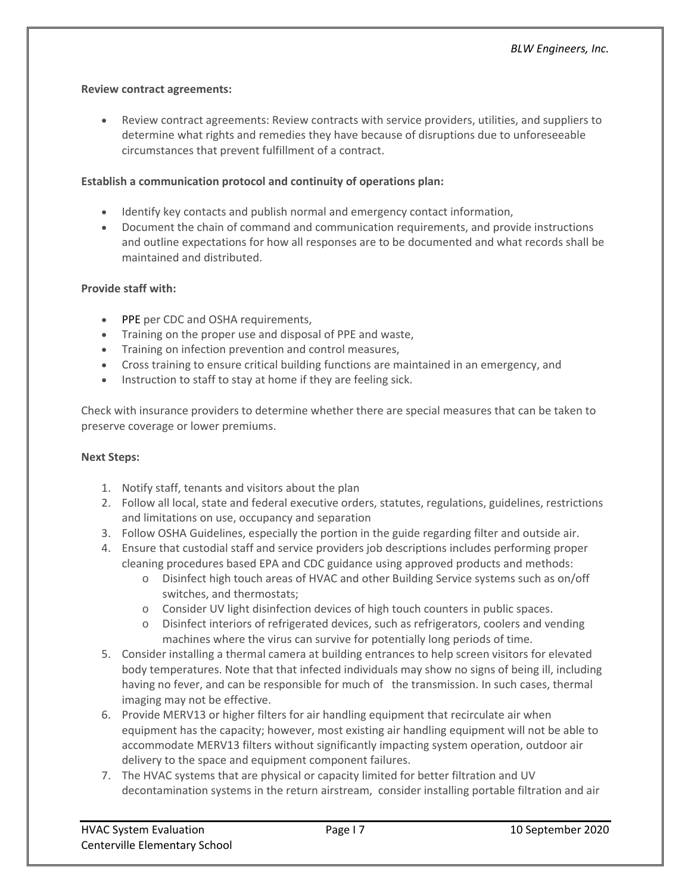**Review contract agreements:**

- Review contract agreements: Review contracts with service providers, utilities, and suppliers to determine what rights and remedies they have because of disruptions due to unforeseeable circumstances that prevent fulfillment of a contract.

**Establish a communication protocol and continuity of operations plan:**

- Identify key contacts and publish normal and emergency contact information,
- Document the chain of command and communication requirements, and provide instructions and outline expectations for how all responses are to be documented and what records shall be maintained and distributed.

**Provide staff with:**

- PPE per CDC and OSHA requirements,
- Training on the proper use and disposal of PPE and waste,
- Training on infection prevention and control measures,
- Cross training to ensure critical building functions are maintained in an emergency, and
- Instruction to staff to stay at home if they are feeling sick.

Check with insurance providers to determine whether there are special measures that can be taken to preserve coverage or lower premiums.

**Next Steps:**

1. Notify staff, tenants and visitors about the plan
2. Follow all local, state and federal executive orders, statutes, regulations, guidelines, restrictions and limitations on use, occupancy and separation
3. Follow OSHA Guidelines, especially the portion in the guide regarding filter and outside air.
4. Ensure that custodial staff and service providers job descriptions includes performing proper cleaning procedures based EPA and CDC guidance using approved products and methods:
   - Disinfect high touch areas of HVAC and other Building Service systems such as on/off switches, and thermostats;
   - Consider UV light disinfection devices of high touch counters in public spaces.
   - Disinfect interiors of refrigerated devices, such as refrigerators, coolers and vending machines where the virus can survive for potentially long periods of time.
5. Consider installing a thermal camera at building entrances to help screen visitors for elevated body temperatures. Note that that infected individuals may show no signs of being ill, including having no fever, and can be responsible for much of the transmission. In such cases, thermal imaging may not be effective.
6. Provide MERV13 or higher filters for air handling equipment that recirculate air when equipment has the capacity; however, most existing air handling equipment will not be able to accommodate MERV13 filters without significantly impacting system operation, outdoor air delivery to the space and equipment component failures.
7. The HVAC systems that are physical or capacity limited for better filtration and UV decontamination systems in the return airstream, consider installing portable filtration and air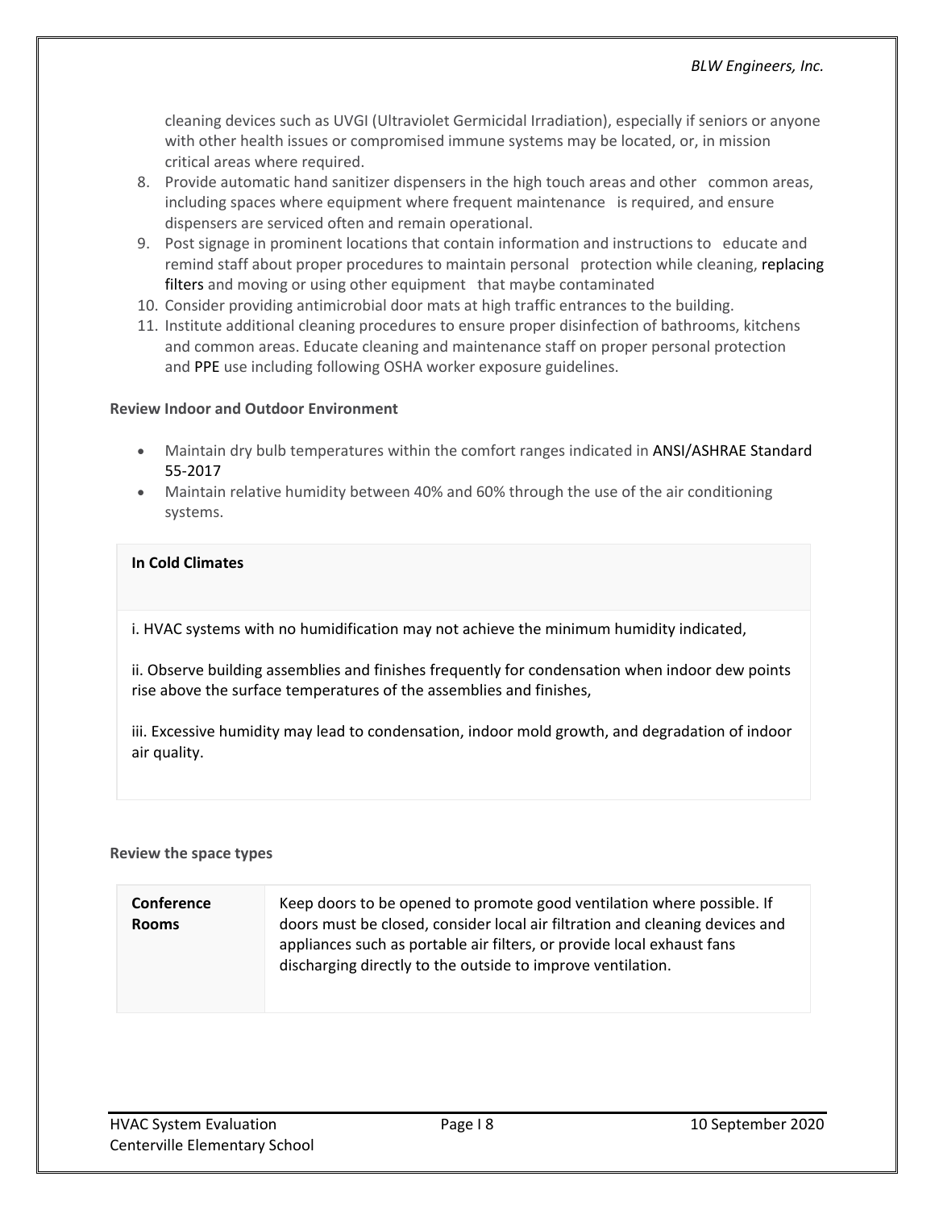cleaning devices such as UVGI (Ultraviolet Germicidal Irradiation), especially if seniors or anyone with other health issues or compromised immune systems may be located, or, in mission critical areas where required.

8. Provide automatic hand sanitizer dispensers in the high touch areas and other common areas, including spaces where equipment where frequent maintenance is required, and ensure dispensers are serviced often and remain operational.
9. Post signage in prominent locations that contain information and instructions to educate and remind staff about proper procedures to maintain personal protection while cleaning, replacing filters and moving or using other equipment that maybe contaminated
10. Consider providing antimicrobial door mats at high traffic entrances to the building.
11. Institute additional cleaning procedures to ensure proper disinfection of bathrooms, kitchens and common areas. Educate cleaning and maintenance staff on proper personal protection and PPE use including following OSHA worker exposure guidelines.

**Review Indoor and Outdoor Environment**

- Maintain dry bulb temperatures within the comfort ranges indicated in ANSI/ASHRAE Standard 55-2017
- Maintain relative humidity between 40% and 60% through the use of the air conditioning systems.

| **In Cold Climates** |
| --- |
| i. HVAC systems with no humidification may not achieve the minimum humidity indicated,<br><br>ii. Observe building assemblies and finishes frequently for condensation when indoor dew points rise above the surface temperatures of the assemblies and finishes,<br><br>iii. Excessive humidity may lead to condensation, indoor mold growth, and degradation of indoor air quality. |

**Review the space types**

| | |
| --- | --- |
| **Conference Rooms** | Keep doors to be opened to promote good ventilation where possible. If doors must be closed, consider local air filtration and cleaning devices and appliances such as portable air filters, or provide local exhaust fans discharging directly to the outside to improve ventilation. |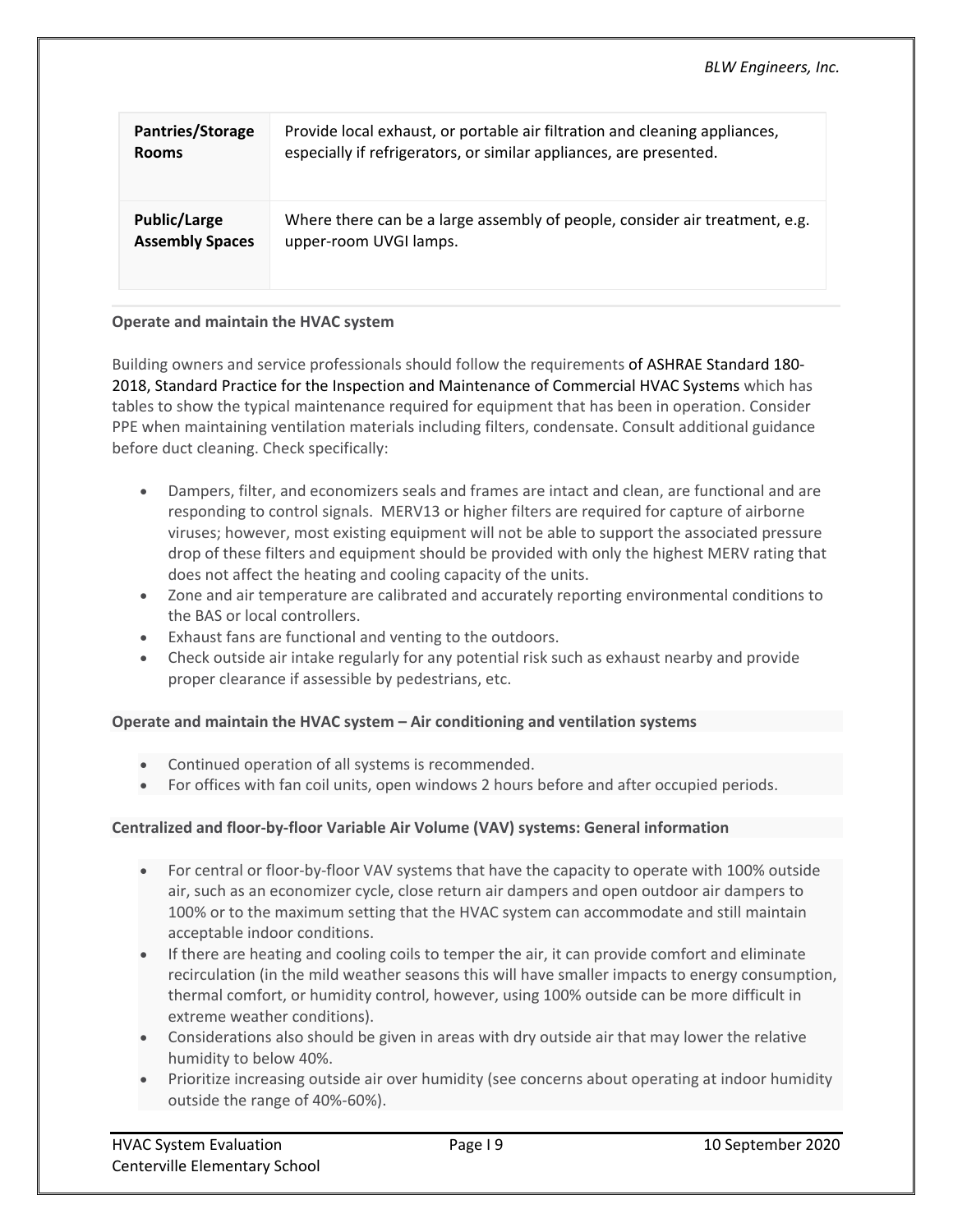| | |
|---|---|
| **Pantries/Storage Rooms** | Provide local exhaust, or portable air filtration and cleaning appliances, especially if refrigerators, or similar appliances, are presented. |
| **Public/Large Assembly Spaces** | Where there can be a large assembly of people, consider air treatment, e.g. upper-room UVGI lamps. |

**Operate and maintain the HVAC system**

Building owners and service professionals should follow the requirements of ASHRAE Standard 180-2018, Standard Practice for the Inspection and Maintenance of Commercial HVAC Systems which has tables to show the typical maintenance required for equipment that has been in operation. Consider PPE when maintaining ventilation materials including filters, condensate. Consult additional guidance before duct cleaning. Check specifically:

- Dampers, filter, and economizers seals and frames are intact and clean, are functional and are responding to control signals. MERV13 or higher filters are required for capture of airborne viruses; however, most existing equipment will not be able to support the associated pressure drop of these filters and equipment should be provided with only the highest MERV rating that does not affect the heating and cooling capacity of the units.
- Zone and air temperature are calibrated and accurately reporting environmental conditions to the BAS or local controllers.
- Exhaust fans are functional and venting to the outdoors.
- Check outside air intake regularly for any potential risk such as exhaust nearby and provide proper clearance if assessible by pedestrians, etc.

**Operate and maintain the HVAC system – Air conditioning and ventilation systems**

- Continued operation of all systems is recommended.
- For offices with fan coil units, open windows 2 hours before and after occupied periods.

**Centralized and floor-by-floor Variable Air Volume (VAV) systems: General information**

- For central or floor-by-floor VAV systems that have the capacity to operate with 100% outside air, such as an economizer cycle, close return air dampers and open outdoor air dampers to 100% or to the maximum setting that the HVAC system can accommodate and still maintain acceptable indoor conditions.
- If there are heating and cooling coils to temper the air, it can provide comfort and eliminate recirculation (in the mild weather seasons this will have smaller impacts to energy consumption, thermal comfort, or humidity control, however, using 100% outside can be more difficult in extreme weather conditions).
- Considerations also should be given in areas with dry outside air that may lower the relative humidity to below 40%.
- Prioritize increasing outside air over humidity (see concerns about operating at indoor humidity outside the range of 40%-60%).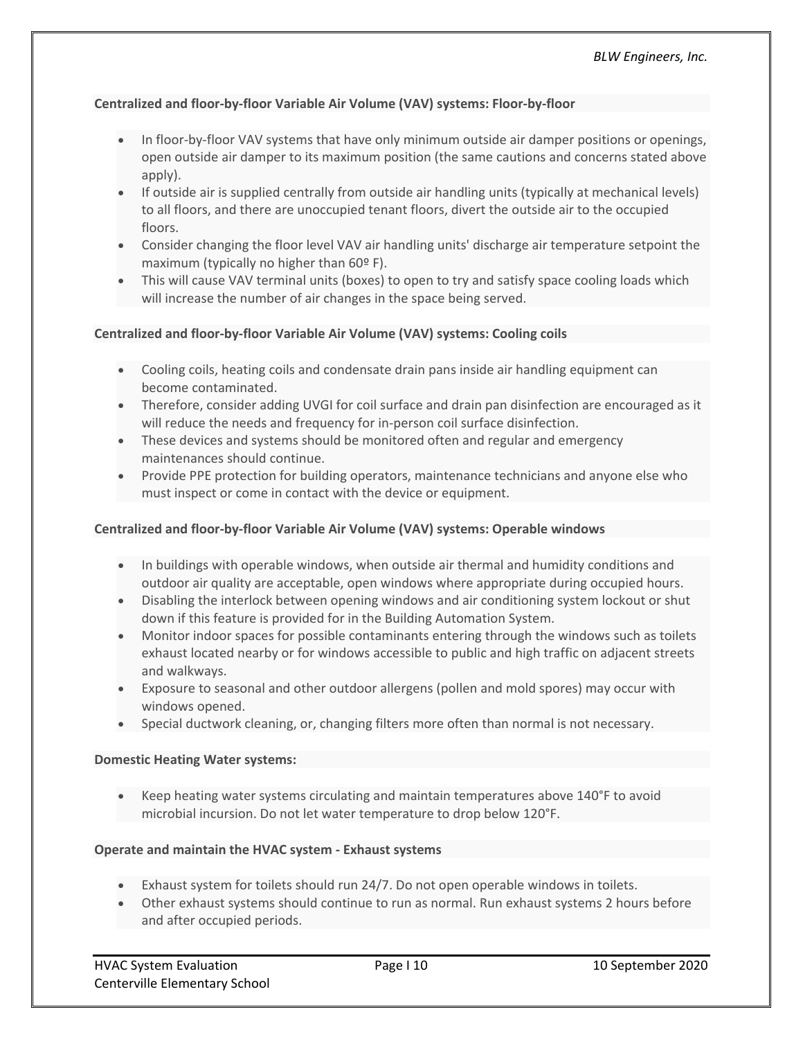**Centralized and floor-by-floor Variable Air Volume (VAV) systems: Floor-by-floor**

- In floor-by-floor VAV systems that have only minimum outside air damper positions or openings, open outside air damper to its maximum position (the same cautions and concerns stated above apply).
- If outside air is supplied centrally from outside air handling units (typically at mechanical levels) to all floors, and there are unoccupied tenant floors, divert the outside air to the occupied floors.
- Consider changing the floor level VAV air handling units' discharge air temperature setpoint the maximum (typically no higher than 60º F).
- This will cause VAV terminal units (boxes) to open to try and satisfy space cooling loads which will increase the number of air changes in the space being served.

**Centralized and floor-by-floor Variable Air Volume (VAV) systems: Cooling coils**

- Cooling coils, heating coils and condensate drain pans inside air handling equipment can become contaminated.
- Therefore, consider adding UVGI for coil surface and drain pan disinfection are encouraged as it will reduce the needs and frequency for in-person coil surface disinfection.
- These devices and systems should be monitored often and regular and emergency maintenances should continue.
- Provide PPE protection for building operators, maintenance technicians and anyone else who must inspect or come in contact with the device or equipment.

**Centralized and floor-by-floor Variable Air Volume (VAV) systems: Operable windows**

- In buildings with operable windows, when outside air thermal and humidity conditions and outdoor air quality are acceptable, open windows where appropriate during occupied hours.
- Disabling the interlock between opening windows and air conditioning system lockout or shut down if this feature is provided for in the Building Automation System.
- Monitor indoor spaces for possible contaminants entering through the windows such as toilets exhaust located nearby or for windows accessible to public and high traffic on adjacent streets and walkways.
- Exposure to seasonal and other outdoor allergens (pollen and mold spores) may occur with windows opened.
- Special ductwork cleaning, or, changing filters more often than normal is not necessary.

**Domestic Heating Water systems:**

- Keep heating water systems circulating and maintain temperatures above 140°F to avoid microbial incursion. Do not let water temperature to drop below 120°F.

**Operate and maintain the HVAC system - Exhaust systems**

- Exhaust system for toilets should run 24/7. Do not open operable windows in toilets.
- Other exhaust systems should continue to run as normal. Run exhaust systems 2 hours before and after occupied periods.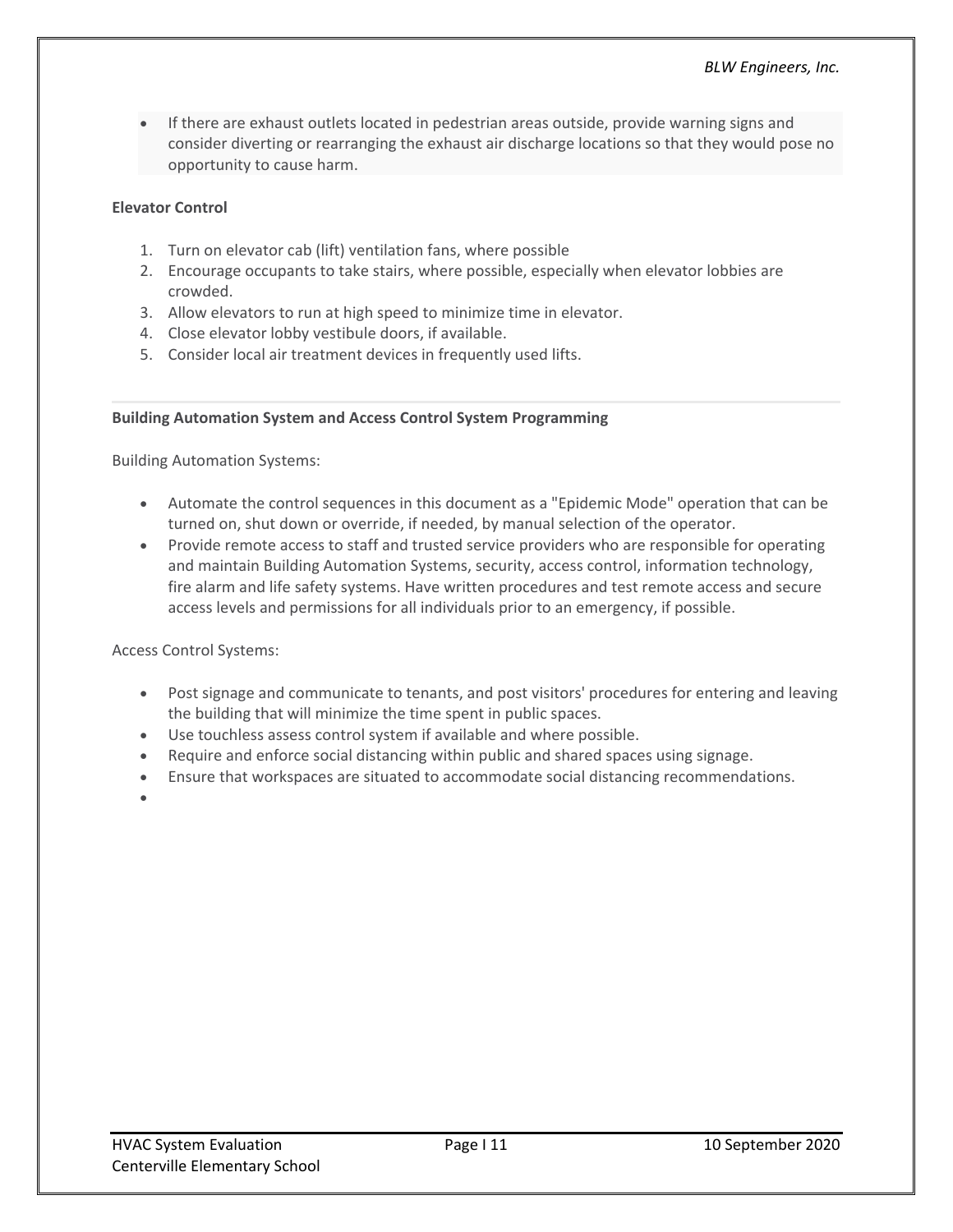- If there are exhaust outlets located in pedestrian areas outside, provide warning signs and consider diverting or rearranging the exhaust air discharge locations so that they would pose no opportunity to cause harm.

**Elevator Control**

1. Turn on elevator cab (lift) ventilation fans, where possible
2. Encourage occupants to take stairs, where possible, especially when elevator lobbies are crowded.
3. Allow elevators to run at high speed to minimize time in elevator.
4. Close elevator lobby vestibule doors, if available.
5. Consider local air treatment devices in frequently used lifts.

---

**Building Automation System and Access Control System Programming**

Building Automation Systems:

- Automate the control sequences in this document as a "Epidemic Mode" operation that can be turned on, shut down or override, if needed, by manual selection of the operator.
- Provide remote access to staff and trusted service providers who are responsible for operating and maintain Building Automation Systems, security, access control, information technology, fire alarm and life safety systems. Have written procedures and test remote access and secure access levels and permissions for all individuals prior to an emergency, if possible.

Access Control Systems:

- Post signage and communicate to tenants, and post visitors' procedures for entering and leaving the building that will minimize the time spent in public spaces.
- Use touchless assess control system if available and where possible.
- Require and enforce social distancing within public and shared spaces using signage.
- Ensure that workspaces are situated to accommodate social distancing recommendations.